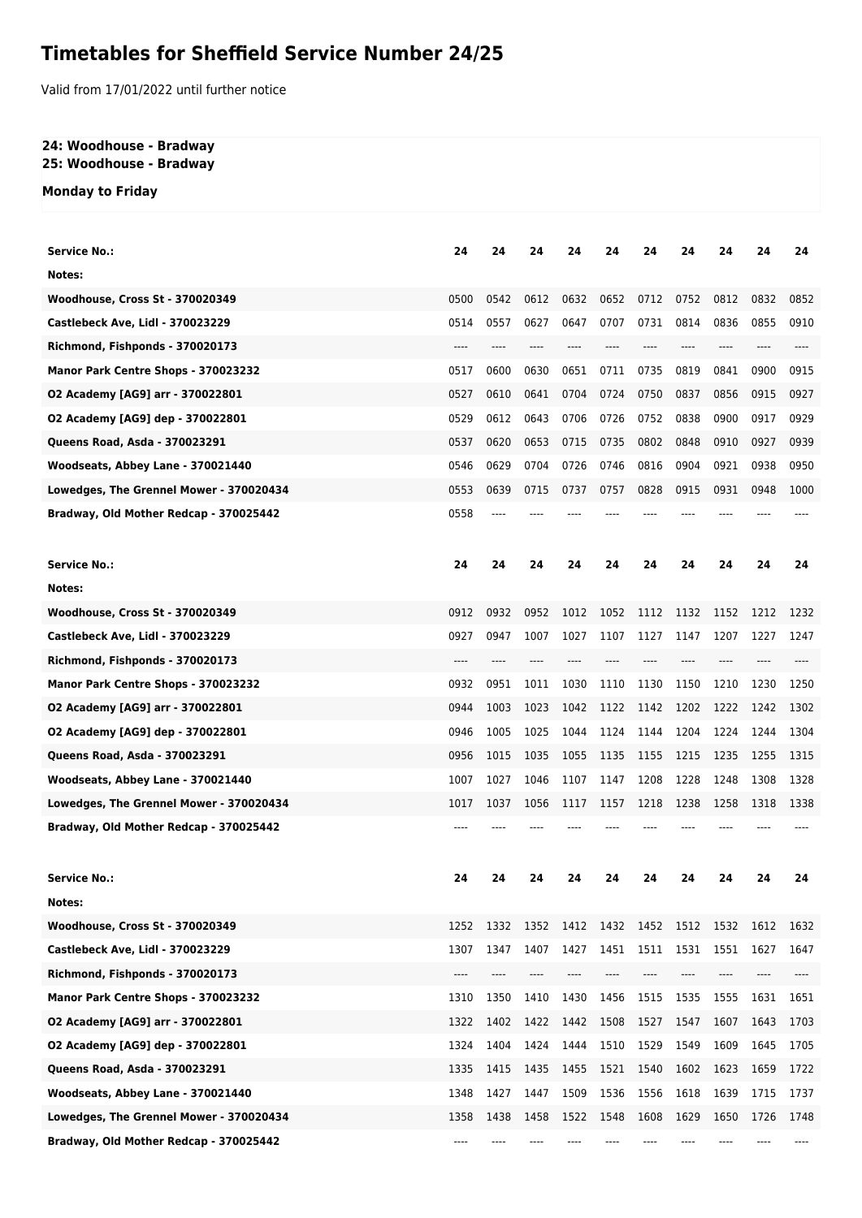# Timetables for Sheffield Service Number 24/25

Valid from 17/01/2022 until further notice

**24: Woodhouse - Bradway**
**25: Woodhouse - Bradway**

**Monday to Friday**

| Service No.: | 24 | 24 | 24 | 24 | 24 | 24 | 24 | 24 | 24 | 24 |
|---|---|---|---|---|---|---|---|---|---|---|
| Notes: | | | | | | | | | | |
| Woodhouse, Cross St - 370020349 | 0500 | 0542 | 0612 | 0632 | 0652 | 0712 | 0752 | 0812 | 0832 | 0852 |
| Castlebeck Ave, Lidl - 370023229 | 0514 | 0557 | 0627 | 0647 | 0707 | 0731 | 0814 | 0836 | 0855 | 0910 |
| Richmond, Fishponds - 370020173 | ---- | ---- | ---- | ---- | ---- | ---- | ---- | ---- | ---- | ---- |
| Manor Park Centre Shops - 370023232 | 0517 | 0600 | 0630 | 0651 | 0711 | 0735 | 0819 | 0841 | 0900 | 0915 |
| O2 Academy [AG9] arr - 370022801 | 0527 | 0610 | 0641 | 0704 | 0724 | 0750 | 0837 | 0856 | 0915 | 0927 |
| O2 Academy [AG9] dep - 370022801 | 0529 | 0612 | 0643 | 0706 | 0726 | 0752 | 0838 | 0900 | 0917 | 0929 |
| Queens Road, Asda - 370023291 | 0537 | 0620 | 0653 | 0715 | 0735 | 0802 | 0848 | 0910 | 0927 | 0939 |
| Woodseats, Abbey Lane - 370021440 | 0546 | 0629 | 0704 | 0726 | 0746 | 0816 | 0904 | 0921 | 0938 | 0950 |
| Lowedges, The Grennel Mower - 370020434 | 0553 | 0639 | 0715 | 0737 | 0757 | 0828 | 0915 | 0931 | 0948 | 1000 |
| Bradway, Old Mother Redcap - 370025442 | 0558 | ---- | ---- | ---- | ---- | ---- | ---- | ---- | ---- | ---- |

| Service No.: | 24 | 24 | 24 | 24 | 24 | 24 | 24 | 24 | 24 | 24 |
|---|---|---|---|---|---|---|---|---|---|---|
| Notes: | | | | | | | | | | |
| Woodhouse, Cross St - 370020349 | 0912 | 0932 | 0952 | 1012 | 1052 | 1112 | 1132 | 1152 | 1212 | 1232 |
| Castlebeck Ave, Lidl - 370023229 | 0927 | 0947 | 1007 | 1027 | 1107 | 1127 | 1147 | 1207 | 1227 | 1247 |
| Richmond, Fishponds - 370020173 | ---- | ---- | ---- | ---- | ---- | ---- | ---- | ---- | ---- | ---- |
| Manor Park Centre Shops - 370023232 | 0932 | 0951 | 1011 | 1030 | 1110 | 1130 | 1150 | 1210 | 1230 | 1250 |
| O2 Academy [AG9] arr - 370022801 | 0944 | 1003 | 1023 | 1042 | 1122 | 1142 | 1202 | 1222 | 1242 | 1302 |
| O2 Academy [AG9] dep - 370022801 | 0946 | 1005 | 1025 | 1044 | 1124 | 1144 | 1204 | 1224 | 1244 | 1304 |
| Queens Road, Asda - 370023291 | 0956 | 1015 | 1035 | 1055 | 1135 | 1155 | 1215 | 1235 | 1255 | 1315 |
| Woodseats, Abbey Lane - 370021440 | 1007 | 1027 | 1046 | 1107 | 1147 | 1208 | 1228 | 1248 | 1308 | 1328 |
| Lowedges, The Grennel Mower - 370020434 | 1017 | 1037 | 1056 | 1117 | 1157 | 1218 | 1238 | 1258 | 1318 | 1338 |
| Bradway, Old Mother Redcap - 370025442 | ---- | ---- | ---- | ---- | ---- | ---- | ---- | ---- | ---- | ---- |

| Service No.: | 24 | 24 | 24 | 24 | 24 | 24 | 24 | 24 | 24 | 24 |
|---|---|---|---|---|---|---|---|---|---|---|
| Notes: | | | | | | | | | | |
| Woodhouse, Cross St - 370020349 | 1252 | 1332 | 1352 | 1412 | 1432 | 1452 | 1512 | 1532 | 1612 | 1632 |
| Castlebeck Ave, Lidl - 370023229 | 1307 | 1347 | 1407 | 1427 | 1451 | 1511 | 1531 | 1551 | 1627 | 1647 |
| Richmond, Fishponds - 370020173 | ---- | ---- | ---- | ---- | ---- | ---- | ---- | ---- | ---- | ---- |
| Manor Park Centre Shops - 370023232 | 1310 | 1350 | 1410 | 1430 | 1456 | 1515 | 1535 | 1555 | 1631 | 1651 |
| O2 Academy [AG9] arr - 370022801 | 1322 | 1402 | 1422 | 1442 | 1508 | 1527 | 1547 | 1607 | 1643 | 1703 |
| O2 Academy [AG9] dep - 370022801 | 1324 | 1404 | 1424 | 1444 | 1510 | 1529 | 1549 | 1609 | 1645 | 1705 |
| Queens Road, Asda - 370023291 | 1335 | 1415 | 1435 | 1455 | 1521 | 1540 | 1602 | 1623 | 1659 | 1722 |
| Woodseats, Abbey Lane - 370021440 | 1348 | 1427 | 1447 | 1509 | 1536 | 1556 | 1618 | 1639 | 1715 | 1737 |
| Lowedges, The Grennel Mower - 370020434 | 1358 | 1438 | 1458 | 1522 | 1548 | 1608 | 1629 | 1650 | 1726 | 1748 |
| Bradway, Old Mother Redcap - 370025442 | ---- | ---- | ---- | ---- | ---- | ---- | ---- | ---- | ---- | ---- |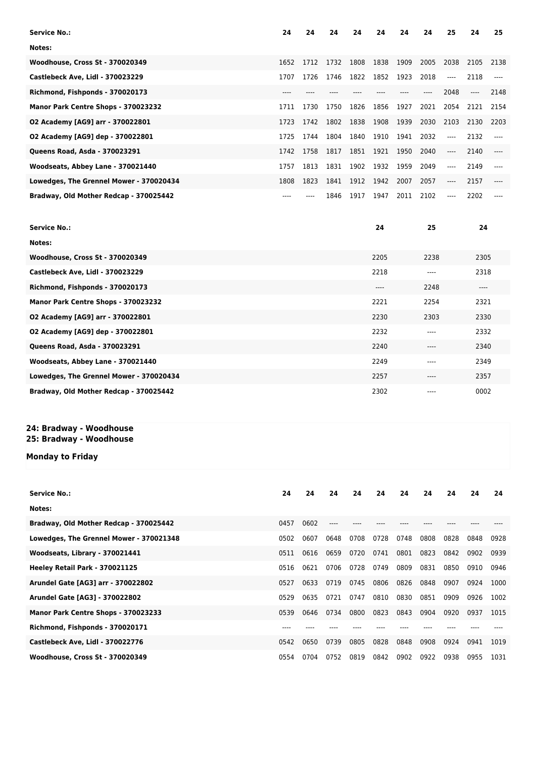| Service No.: | 24 | 24 | 24 | 24 | 24 | 24 | 24 | 25 | 24 | 25 |
|---|---|---|---|---|---|---|---|---|---|---|
| Notes: | | | | | | | | | | |
| Woodhouse, Cross St - 370020349 | 1652 | 1712 | 1732 | 1808 | 1838 | 1909 | 2005 | 2038 | 2105 | 2138 |
| Castlebeck Ave, Lidl - 370023229 | 1707 | 1726 | 1746 | 1822 | 1852 | 1923 | 2018 | ---- | 2118 | ---- |
| Richmond, Fishponds - 370020173 | ---- | ---- | ---- | ---- | ---- | ---- | ---- | 2048 | ---- | 2148 |
| Manor Park Centre Shops - 370023232 | 1711 | 1730 | 1750 | 1826 | 1856 | 1927 | 2021 | 2054 | 2121 | 2154 |
| O2 Academy [AG9] arr - 370022801 | 1723 | 1742 | 1802 | 1838 | 1908 | 1939 | 2030 | 2103 | 2130 | 2203 |
| O2 Academy [AG9] dep - 370022801 | 1725 | 1744 | 1804 | 1840 | 1910 | 1941 | 2032 | ---- | 2132 | ---- |
| Queens Road, Asda - 370023291 | 1742 | 1758 | 1817 | 1851 | 1921 | 1950 | 2040 | ---- | 2140 | ---- |
| Woodseats, Abbey Lane - 370021440 | 1757 | 1813 | 1831 | 1902 | 1932 | 1959 | 2049 | ---- | 2149 | ---- |
| Lowedges, The Grennel Mower - 370020434 | 1808 | 1823 | 1841 | 1912 | 1942 | 2007 | 2057 | ---- | 2157 | ---- |
| Bradway, Old Mother Redcap - 370025442 | ---- | ---- | 1846 | 1917 | 1947 | 2011 | 2102 | ---- | 2202 | ---- |

| Service No.: | 24 | 25 | 24 |
|---|---|---|---|
| Notes: | | | |
| Woodhouse, Cross St - 370020349 | 2205 | 2238 | 2305 |
| Castlebeck Ave, Lidl - 370023229 | 2218 | ---- | 2318 |
| Richmond, Fishponds - 370020173 | ---- | 2248 | ---- |
| Manor Park Centre Shops - 370023232 | 2221 | 2254 | 2321 |
| O2 Academy [AG9] arr - 370022801 | 2230 | 2303 | 2330 |
| O2 Academy [AG9] dep - 370022801 | 2232 | ---- | 2332 |
| Queens Road, Asda - 370023291 | 2240 | ---- | 2340 |
| Woodseats, Abbey Lane - 370021440 | 2249 | ---- | 2349 |
| Lowedges, The Grennel Mower - 370020434 | 2257 | ---- | 2357 |
| Bradway, Old Mother Redcap - 370025442 | 2302 | ---- | 0002 |

## 24: Bradway - Woodhouse
## 25: Bradway - Woodhouse

### Monday to Friday

| Service No.: | 24 | 24 | 24 | 24 | 24 | 24 | 24 | 24 | 24 | 24 |
|---|---|---|---|---|---|---|---|---|---|---|
| Notes: | | | | | | | | | | |
| Bradway, Old Mother Redcap - 370025442 | 0457 | 0602 | ---- | ---- | ---- | ---- | ---- | ---- | ---- | ---- |
| Lowedges, The Grennel Mower - 370021348 | 0502 | 0607 | 0648 | 0708 | 0728 | 0748 | 0808 | 0828 | 0848 | 0928 |
| Woodseats, Library - 370021441 | 0511 | 0616 | 0659 | 0720 | 0741 | 0801 | 0823 | 0842 | 0902 | 0939 |
| Heeley Retail Park - 370021125 | 0516 | 0621 | 0706 | 0728 | 0749 | 0809 | 0831 | 0850 | 0910 | 0946 |
| Arundel Gate [AG3] arr - 370022802 | 0527 | 0633 | 0719 | 0745 | 0806 | 0826 | 0848 | 0907 | 0924 | 1000 |
| Arundel Gate [AG3] - 370022802 | 0529 | 0635 | 0721 | 0747 | 0810 | 0830 | 0851 | 0909 | 0926 | 1002 |
| Manor Park Centre Shops - 370023233 | 0539 | 0646 | 0734 | 0800 | 0823 | 0843 | 0904 | 0920 | 0937 | 1015 |
| Richmond, Fishponds - 370020171 | ---- | ---- | ---- | ---- | ---- | ---- | ---- | ---- | ---- | ---- |
| Castlebeck Ave, Lidl - 370022776 | 0542 | 0650 | 0739 | 0805 | 0828 | 0848 | 0908 | 0924 | 0941 | 1019 |
| Woodhouse, Cross St - 370020349 | 0554 | 0704 | 0752 | 0819 | 0842 | 0902 | 0922 | 0938 | 0955 | 1031 |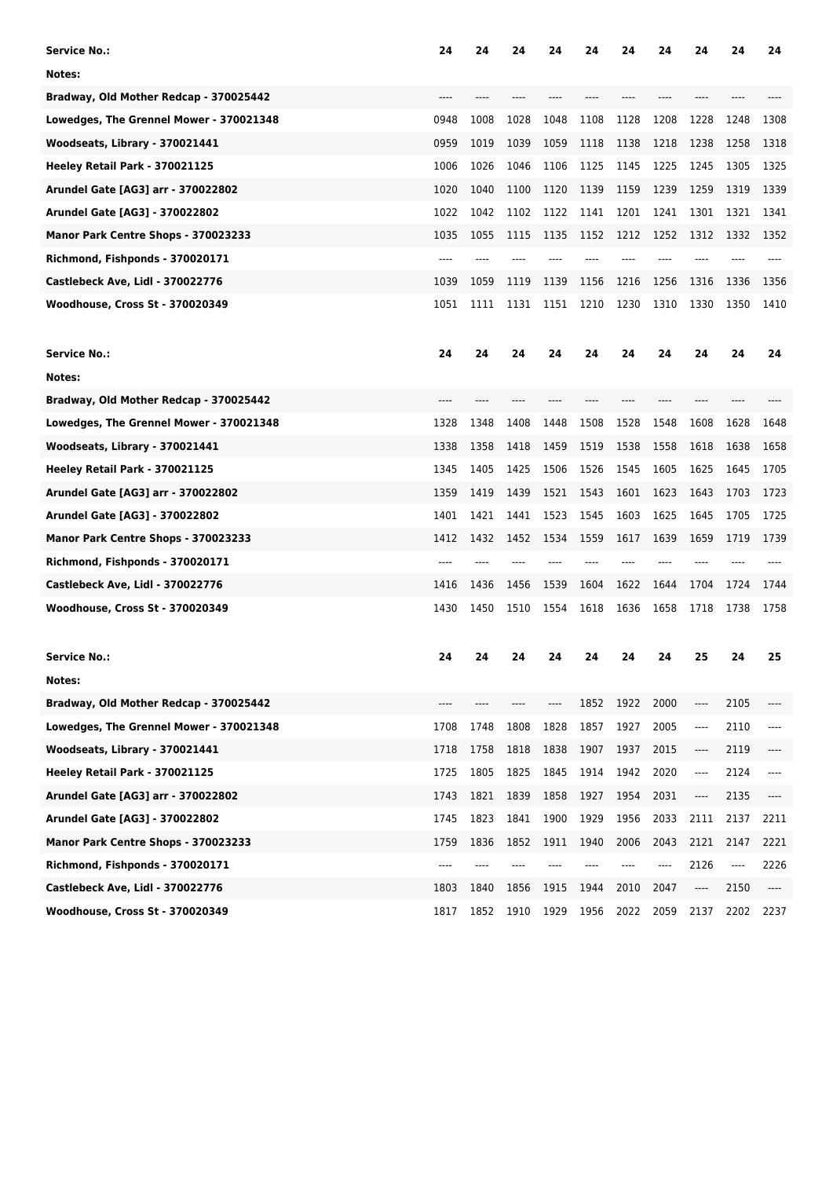| Service No.: | 24 | 24 | 24 | 24 | 24 | 24 | 24 | 24 | 24 | 24 |
|---|---|---|---|---|---|---|---|---|---|---|
| Notes: | | | | | | | | | | |
| Bradway, Old Mother Redcap - 370025442 | ---- | ---- | ---- | ---- | ---- | ---- | ---- | ---- | ---- | ---- |
| Lowedges, The Grennel Mower - 370021348 | 0948 | 1008 | 1028 | 1048 | 1108 | 1128 | 1208 | 1228 | 1248 | 1308 |
| Woodseats, Library - 370021441 | 0959 | 1019 | 1039 | 1059 | 1118 | 1138 | 1218 | 1238 | 1258 | 1318 |
| Heeley Retail Park - 370021125 | 1006 | 1026 | 1046 | 1106 | 1125 | 1145 | 1225 | 1245 | 1305 | 1325 |
| Arundel Gate [AG3] arr - 370022802 | 1020 | 1040 | 1100 | 1120 | 1139 | 1159 | 1239 | 1259 | 1319 | 1339 |
| Arundel Gate [AG3] - 370022802 | 1022 | 1042 | 1102 | 1122 | 1141 | 1201 | 1241 | 1301 | 1321 | 1341 |
| Manor Park Centre Shops - 370023233 | 1035 | 1055 | 1115 | 1135 | 1152 | 1212 | 1252 | 1312 | 1332 | 1352 |
| Richmond, Fishponds - 370020171 | ---- | ---- | ---- | ---- | ---- | ---- | ---- | ---- | ---- | ---- |
| Castlebeck Ave, Lidl - 370022776 | 1039 | 1059 | 1119 | 1139 | 1156 | 1216 | 1256 | 1316 | 1336 | 1356 |
| Woodhouse, Cross St - 370020349 | 1051 | 1111 | 1131 | 1151 | 1210 | 1230 | 1310 | 1330 | 1350 | 1410 |

| Service No.: | 24 | 24 | 24 | 24 | 24 | 24 | 24 | 24 | 24 | 24 |
|---|---|---|---|---|---|---|---|---|---|---|
| Notes: | | | | | | | | | | |
| Bradway, Old Mother Redcap - 370025442 | ---- | ---- | ---- | ---- | ---- | ---- | ---- | ---- | ---- | ---- |
| Lowedges, The Grennel Mower - 370021348 | 1328 | 1348 | 1408 | 1448 | 1508 | 1528 | 1548 | 1608 | 1628 | 1648 |
| Woodseats, Library - 370021441 | 1338 | 1358 | 1418 | 1459 | 1519 | 1538 | 1558 | 1618 | 1638 | 1658 |
| Heeley Retail Park - 370021125 | 1345 | 1405 | 1425 | 1506 | 1526 | 1545 | 1605 | 1625 | 1645 | 1705 |
| Arundel Gate [AG3] arr - 370022802 | 1359 | 1419 | 1439 | 1521 | 1543 | 1601 | 1623 | 1643 | 1703 | 1723 |
| Arundel Gate [AG3] - 370022802 | 1401 | 1421 | 1441 | 1523 | 1545 | 1603 | 1625 | 1645 | 1705 | 1725 |
| Manor Park Centre Shops - 370023233 | 1412 | 1432 | 1452 | 1534 | 1559 | 1617 | 1639 | 1659 | 1719 | 1739 |
| Richmond, Fishponds - 370020171 | ---- | ---- | ---- | ---- | ---- | ---- | ---- | ---- | ---- | ---- |
| Castlebeck Ave, Lidl - 370022776 | 1416 | 1436 | 1456 | 1539 | 1604 | 1622 | 1644 | 1704 | 1724 | 1744 |
| Woodhouse, Cross St - 370020349 | 1430 | 1450 | 1510 | 1554 | 1618 | 1636 | 1658 | 1718 | 1738 | 1758 |

| Service No.: | 24 | 24 | 24 | 24 | 24 | 24 | 24 | 25 | 24 | 25 |
|---|---|---|---|---|---|---|---|---|---|---|
| Notes: | | | | | | | | | | |
| Bradway, Old Mother Redcap - 370025442 | ---- | ---- | ---- | ---- | 1852 | 1922 | 2000 | ---- | 2105 | ---- |
| Lowedges, The Grennel Mower - 370021348 | 1708 | 1748 | 1808 | 1828 | 1857 | 1927 | 2005 | ---- | 2110 | ---- |
| Woodseats, Library - 370021441 | 1718 | 1758 | 1818 | 1838 | 1907 | 1937 | 2015 | ---- | 2119 | ---- |
| Heeley Retail Park - 370021125 | 1725 | 1805 | 1825 | 1845 | 1914 | 1942 | 2020 | ---- | 2124 | ---- |
| Arundel Gate [AG3] arr - 370022802 | 1743 | 1821 | 1839 | 1858 | 1927 | 1954 | 2031 | ---- | 2135 | ---- |
| Arundel Gate [AG3] - 370022802 | 1745 | 1823 | 1841 | 1900 | 1929 | 1956 | 2033 | 2111 | 2137 | 2211 |
| Manor Park Centre Shops - 370023233 | 1759 | 1836 | 1852 | 1911 | 1940 | 2006 | 2043 | 2121 | 2147 | 2221 |
| Richmond, Fishponds - 370020171 | ---- | ---- | ---- | ---- | ---- | ---- | ---- | 2126 | ---- | 2226 |
| Castlebeck Ave, Lidl - 370022776 | 1803 | 1840 | 1856 | 1915 | 1944 | 2010 | 2047 | ---- | 2150 | ---- |
| Woodhouse, Cross St - 370020349 | 1817 | 1852 | 1910 | 1929 | 1956 | 2022 | 2059 | 2137 | 2202 | 2237 |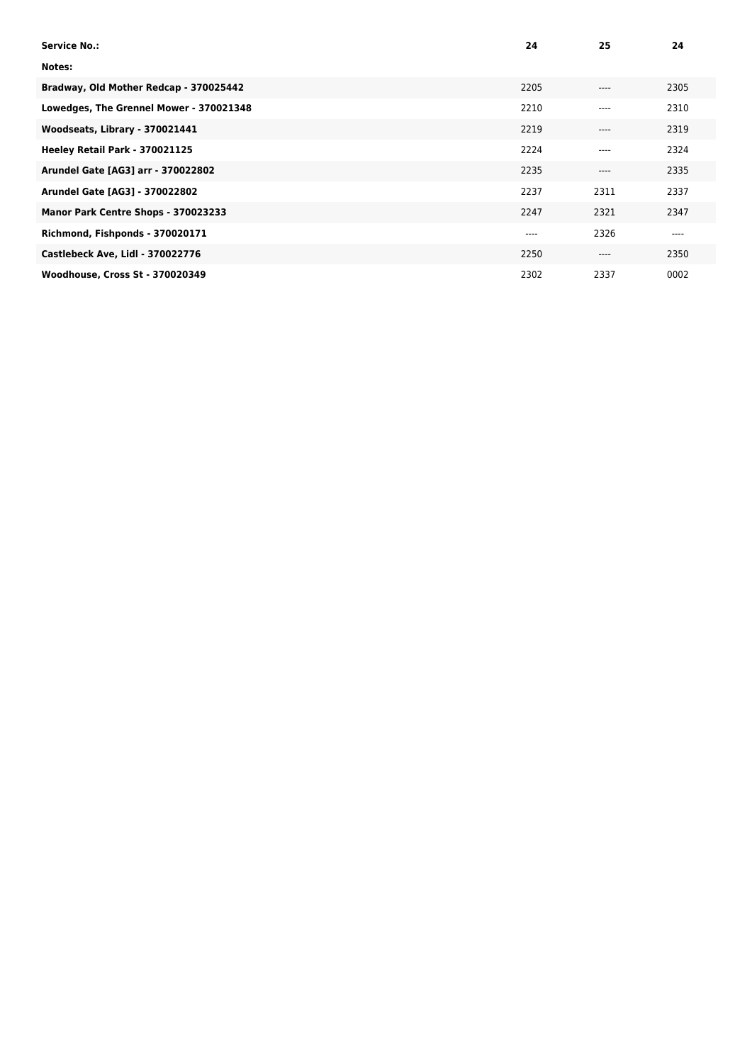| Service No.: | 24 | 25 | 24 |
|---|---|---|---|
| Notes: | | | |
| Bradway, Old Mother Redcap - 370025442 | 2205 | ---- | 2305 |
| Lowedges, The Grennel Mower - 370021348 | 2210 | ---- | 2310 |
| Woodseats, Library - 370021441 | 2219 | ---- | 2319 |
| Heeley Retail Park - 370021125 | 2224 | ---- | 2324 |
| Arundel Gate [AG3] arr - 370022802 | 2235 | ---- | 2335 |
| Arundel Gate [AG3] - 370022802 | 2237 | 2311 | 2337 |
| Manor Park Centre Shops - 370023233 | 2247 | 2321 | 2347 |
| Richmond, Fishponds - 370020171 | ---- | 2326 | ---- |
| Castlebeck Ave, Lidl - 370022776 | 2250 | ---- | 2350 |
| Woodhouse, Cross St - 370020349 | 2302 | 2337 | 0002 |